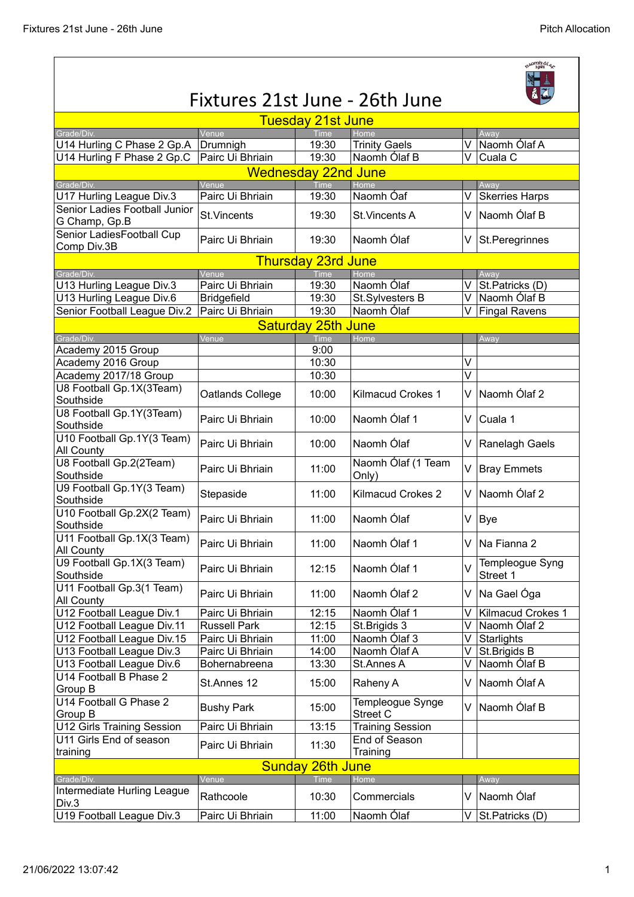# Fixtures 21st June - 26th June

| Grade/Div. | Venue | Time | Home | | Away |
|---|---|---|---|---|---|
| **Tuesday 21st June** | | | | | |
| U14 Hurling C Phase 2 Gp.A | Drumnigh | 19:30 | Trinity Gaels | V | Naomh Ólaf A |
| U14 Hurling F Phase 2 Gp.C | Pairc Ui Bhriain | 19:30 | Naomh Ólaf B | V | Cuala C |
| **Wednesday 22nd June** | | | | | |
| U17 Hurling League Div.3 | Pairc Ui Bhriain | 19:30 | Naomh Óaf | V | Skerries Harps |
| Senior Ladies Football Junior G Champ, Gp.B | St.Vincents | 19:30 | St.Vincents A | V | Naomh Ólaf B |
| Senior LadiesFootball Cup Comp Div.3B | Pairc Ui Bhriain | 19:30 | Naomh Ólaf | V | St.Peregrinnes |
| **Thursday 23rd June** | | | | | |
| U13 Hurling League Div.3 | Pairc Ui Bhriain | 19:30 | Naomh Ólaf | V | St.Patricks (D) |
| U13 Hurling League Div.6 | Bridgefield | 19:30 | St.Sylvesters B | V | Naomh Ólaf B |
| Senior Football League Div.2 | Pairc Ui Bhriain | 19:30 | Naomh Ólaf | V | Fingal Ravens |
| **Saturday 25th June** | | | | | |
| Academy 2015 Group | | 9:00 | | | |
| Academy 2016 Group | | 10:30 | | V | |
| Academy 2017/18 Group | | 10:30 | | V | |
| U8 Football Gp.1X(3Team) Southside | Oatlands College | 10:00 | Kilmacud Crokes 1 | V | Naomh Ólaf 2 |
| U8 Football Gp.1Y(3Team) Southside | Pairc Ui Bhriain | 10:00 | Naomh Ólaf 1 | V | Cuala 1 |
| U10 Football Gp.1Y(3 Team) All County | Pairc Ui Bhriain | 10:00 | Naomh Ólaf | V | Ranelagh Gaels |
| U8 Football Gp.2(2Team) Southside | Pairc Ui Bhriain | 11:00 | Naomh Ólaf (1 Team Only) | V | Bray Emmets |
| U9 Football Gp.1Y(3 Team) Southside | Stepaside | 11:00 | Kilmacud Crokes 2 | V | Naomh Ólaf 2 |
| U10 Football Gp.2X(2 Team) Southside | Pairc Ui Bhriain | 11:00 | Naomh Ólaf | V | Bye |
| U11 Football Gp.1X(3 Team) All County | Pairc Ui Bhriain | 11:00 | Naomh Ólaf 1 | V | Na Fianna 2 |
| U9 Football Gp.1X(3 Team) Southside | Pairc Ui Bhriain | 12:15 | Naomh Ólaf 1 | V | Templeogue Syng Street 1 |
| U11 Football Gp.3(1 Team) All County | Pairc Ui Bhriain | 11:00 | Naomh Ólaf 2 | V | Na Gael Óga |
| U12 Football League Div.1 | Pairc Ui Bhriain | 12:15 | Naomh Ólaf 1 | V | Kilmacud Crokes 1 |
| U12 Football League Div.11 | Russell Park | 12:15 | St.Brigids 3 | V | Naomh Ólaf 2 |
| U12 Football League Div.15 | Pairc Ui Bhriain | 11:00 | Naomh Ólaf 3 | V | Starlights |
| U13 Football League Div.3 | Pairc Ui Bhriain | 14:00 | Naomh Ólaf A | V | St.Brigids B |
| U13 Football League Div.6 | Bohernabreena | 13:30 | St.Annes A | V | Naomh Ólaf B |
| U14 Football B Phase 2 Group B | St.Annes 12 | 15:00 | Raheny A | V | Naomh Ólaf A |
| U14 Football G Phase 2 Group B | Bushy Park | 15:00 | Templeogue Synge Street C | V | Naomh Ólaf B |
| U12 Girls Training Session | Pairc Ui Bhriain | 13:15 | Training Session | | |
| U11 Girls End of season training | Pairc Ui Bhriain | 11:30 | End of Season Training | | |
| **Sunday 26th June** | | | | | |
| Intermediate Hurling League Div.3 | Rathcoole | 10:30 | Commercials | V | Naomh Ólaf |
| U19 Football League Div.3 | Pairc Ui Bhriain | 11:00 | Naomh Ólaf | V | St.Patricks (D) |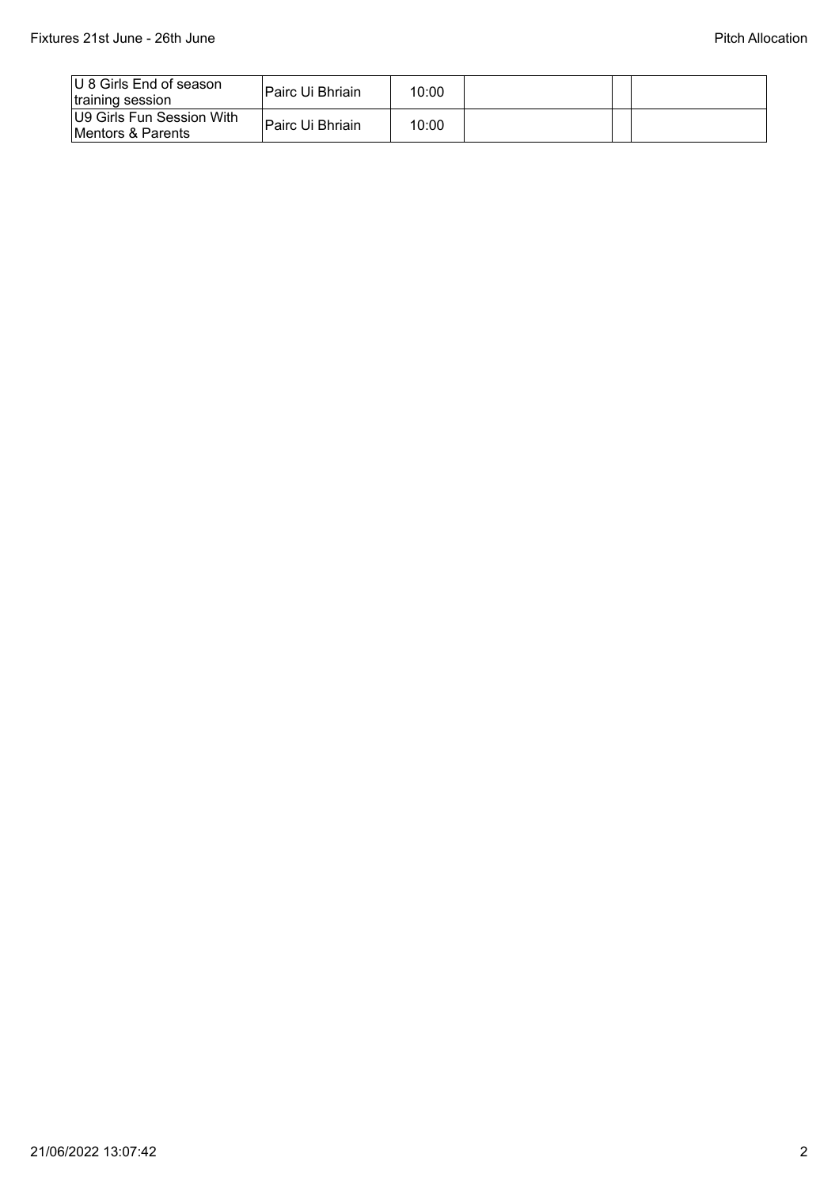| | | | | | |
|---|---|---|---|---|---|
| U 8 Girls End of season training session | Pairc Ui Bhriain | 10:00 | | | |
| U9 Girls Fun Session With Mentors & Parents | Pairc Ui Bhriain | 10:00 | | | |